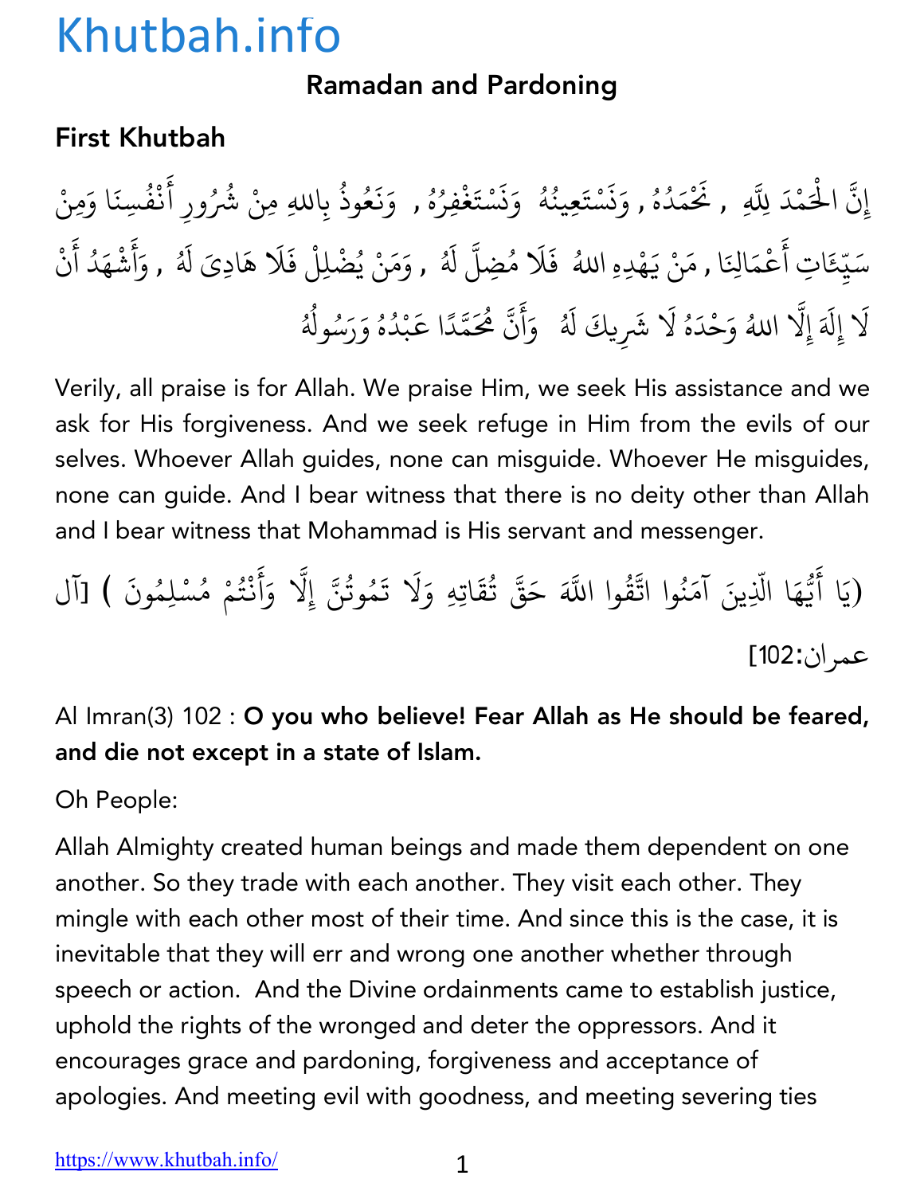# Ramadan and Pardoning

## First Khutbah

إِنَّ الْحَمْدَ لِلَّهِ , نَحْمَدُهُ , وَنَسْتَعِينُهُ وَنَسْتَغْفِرُهُ , وَنَعُوذُ بِاللهِ مِنْ شُرُورِ أَنْفُسِنَا وَمِنْ سَيِّئَاتِ أَعْمَالِنَا , مَنْ يَهْدِهِ اللهُ فَلَا مُضِلَّ لَهُ , وَمَنْ يُضْلِلْ فَلَا هَادِيَ لَهُ , وَأَشْهَدُ أَنْ لَا إِلَهَ إِلَّا اللهُ وَحْدَهُ لَا شَرِيكَ لَهُ وَأَنَّ مُحَمَّدًا عَبْدُهُ وَرَسُولُهُ

Verily, all praise is for Allah. We praise Him, we seek His assistance and we ask for His forgiveness. And we seek refuge in Him from the evils of our selves. Whoever Allah guides, none can misguide. Whoever He misguides, none can guide. And I bear witness that there is no deity other than Allah and I bear witness that Mohammad is His servant and messenger.

(يَا أَيُّهَا الَّذِينَ آمَنُوا اتَّقُوا اللَّهَ حَقَّ تُقَاتِهِ وَلَا تَمُوتُنَّ إِلَّا وَأَنْتُمْ مُسْلِمُونَ ) [آل عمران:102]

Al Imran(3) 102 : **O you who believe! Fear Allah as He should be feared, and die not except in a state of Islam.**

Oh People:

Allah Almighty created human beings and made them dependent on one another. So they trade with each another. They visit each other. They mingle with each other most of their time. And since this is the case, it is inevitable that they will err and wrong one another whether through speech or action. And the Divine ordainments came to establish justice, uphold the rights of the wronged and deter the oppressors. And it encourages grace and pardoning, forgiveness and acceptance of apologies. And meeting evil with goodness, and meeting severing ties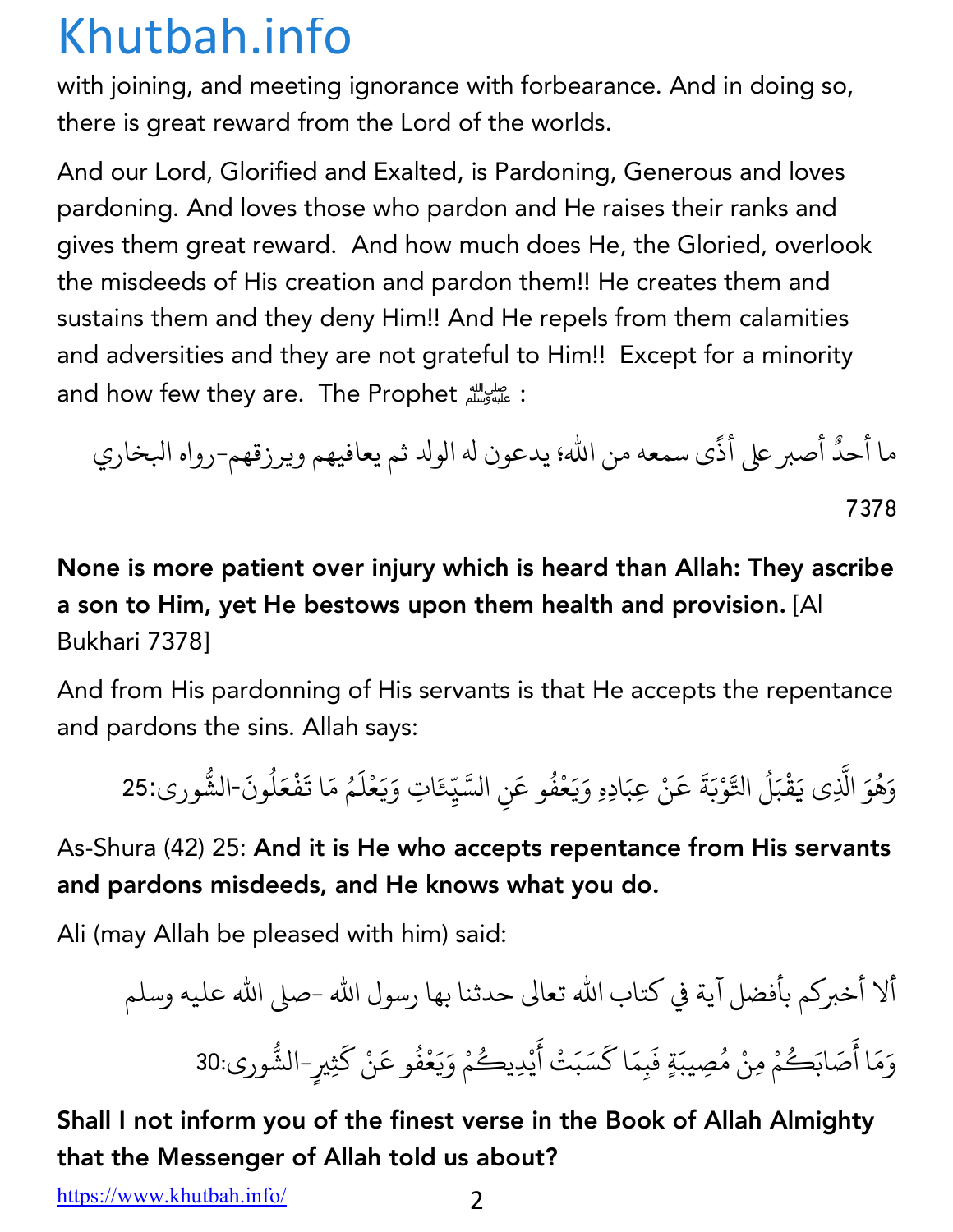with joining, and meeting ignorance with forbearance. And in doing so, there is great reward from the Lord of the worlds.

And our Lord, Glorified and Exalted, is Pardoning, Generous and loves pardoning. And loves those who pardon and He raises their ranks and gives them great reward. And how much does He, the Gloried, overlook the misdeeds of His creation and pardon them!! He creates them and sustains them and they deny Him!! And He repels from them calamities and adversities and they are not grateful to Him!! Except for a minority and how few they are. The Prophet ﷺ:

ما أحدٌ أصبر على أذًى سمعه من الله؛ يدعون له الولد ثم يعافيهم ويرزقهم-رواه البخاري 7378

**None is more patient over injury which is heard than Allah: They ascribe a son to Him, yet He bestows upon them health and provision.** [Al Bukhari 7378]

And from His pardonning of His servants is that He accepts the repentance and pardons the sins. Allah says:

وَهُوَ الَّذِى يَقْبَلُ التَّوْبَةَ عَنْ عِبَادِهِ وَيَعْفُو عَنِ السَّيِّءَاتِ وَيَعْلَمُ مَا تَفْعَلُونَ-الشُّورى:25

As-Shura (42) 25: **And it is He who accepts repentance from His servants and pardons misdeeds, and He knows what you do.**

Ali (may Allah be pleased with him) said:

ألا أخبركم بأفضل آية في كتاب الله تعالى حدثنا بها رسول الله -صلى الله عليه وسلم

وَمَا أَصَابَكُمْ مِنْ مُصِيبَةٍ فَبِمَا كَسَبَتْ أَيْدِيكُمْ وَيَعْفُو عَنْ كَثِيرٍ-الشُّورى:30

**Shall I not inform you of the finest verse in the Book of Allah Almighty that the Messenger of Allah told us about?**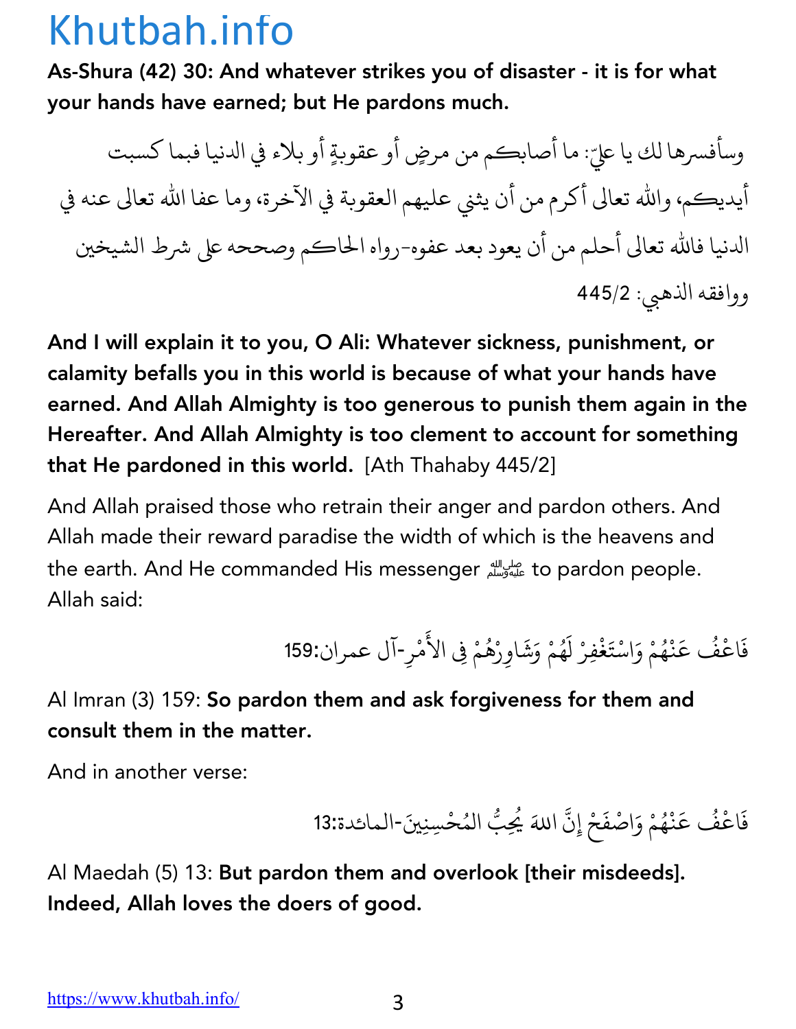**As-Shura (42) 30: And whatever strikes you of disaster - it is for what your hands have earned; but He pardons much.**

وسأفسرها لك يا عليّ: ما أصابكم من مرضٍ أو عقوبةٍ أو بلاء في الدنيا فبما كسبت أيديكم، والله تعالى أكرم من أن يثني عليهم العقوبة في الآخرة، وما عفا الله تعالى عنه في الدنيا فالله تعالى أحلم من أن يعود بعد عفوه-رواه الحاكم وصححه على شرط الشيخين ووافقه الذهبي: 445/2

**And I will explain it to you, O Ali: Whatever sickness, punishment, or calamity befalls you in this world is because of what your hands have earned. And Allah Almighty is too generous to punish them again in the Hereafter. And Allah Almighty is too clement to account for something that He pardoned in this world.** [Ath Thahaby 445/2]

And Allah praised those who retrain their anger and pardon others. And Allah made their reward paradise the width of which is the heavens and the earth. And He commanded His messenger ﷺ to pardon people. Allah said:

فَاعْفُ عَنْهُمْ وَاسْتَغْفِرْ لَهُمْ وَشَاوِرْهُمْ فِي الأَمْرِ-آل عمران:159

Al Imran (3) 159: **So pardon them and ask forgiveness for them and consult them in the matter.**

And in another verse:

فَاعْفُ عَنْهُمْ وَاصْفَحْ إِنَّ اللهَ يُحِبُّ الْمُحْسِنِينَ-المائدة:13

Al Maedah (5) 13: **But pardon them and overlook [their misdeeds]. Indeed, Allah loves the doers of good.**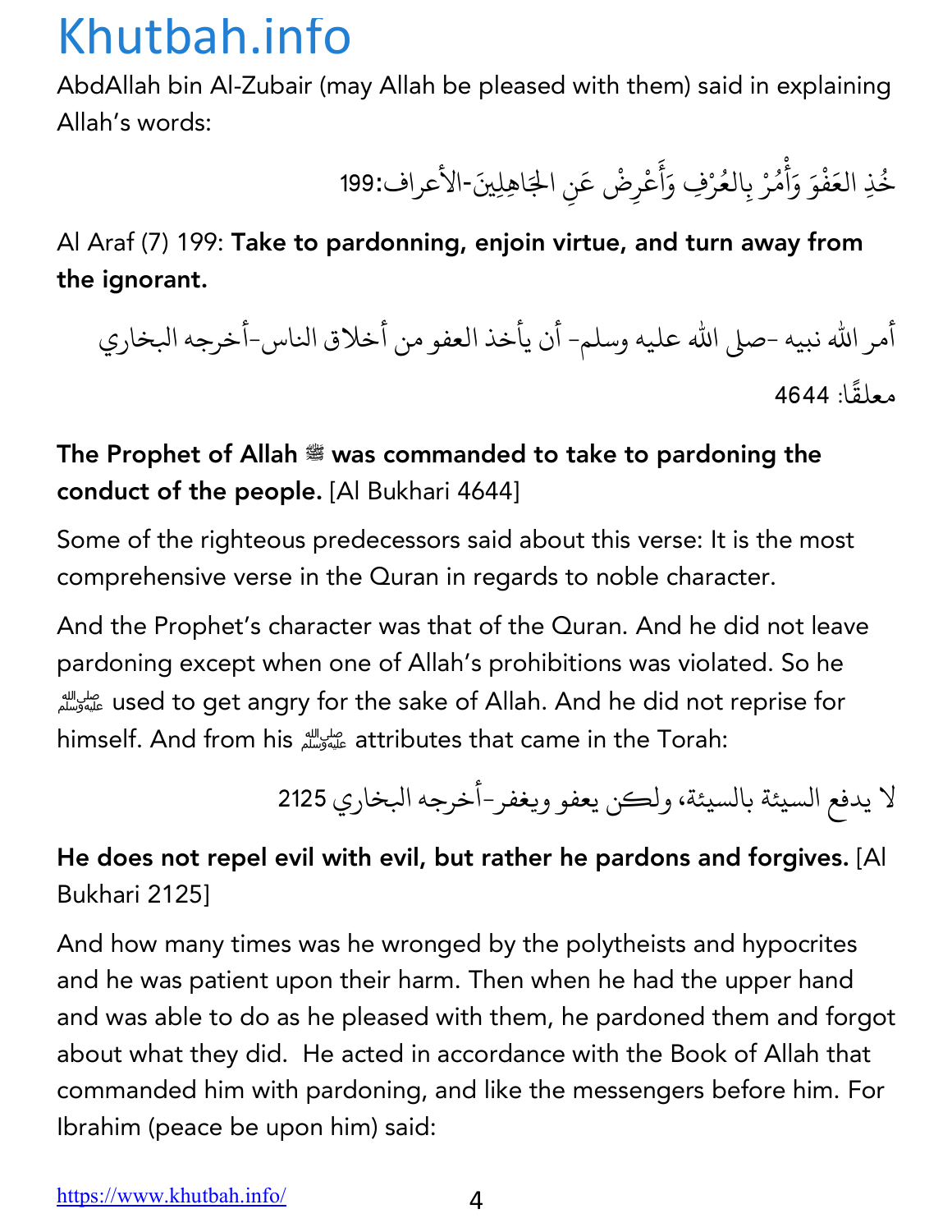AbdAllah bin Al-Zubair (may Allah be pleased with them) said in explaining Allah's words:

خُذِ العَفْوَ وَأْمُرْ بِالعُرْفِ وَأَعْرِضْ عَنِ الجَاهِلِينَ-الأعراف:199

Al Araf (7) 199: **Take to pardonning, enjoin virtue, and turn away from the ignorant.**

أمر الله نبيه -صلى الله عليه وسلم- أن يأخذ العفو من أخلاق الناس-أخرجه البخاري معلقًا: 4644

**The Prophet of Allah ﷺ was commanded to take to pardoning the conduct of the people.** [Al Bukhari 4644]

Some of the righteous predecessors said about this verse: It is the most comprehensive verse in the Quran in regards to noble character.

And the Prophet's character was that of the Quran. And he did not leave pardoning except when one of Allah's prohibitions was violated. So he ﷺ used to get angry for the sake of Allah. And he did not reprise for himself. And from his ﷺ attributes that came in the Torah:

لا يدفع السيئة بالسيئة، ولكن يعفو ويغفر-أخرجه البخاري 2125

**He does not repel evil with evil, but rather he pardons and forgives.** [Al Bukhari 2125]

And how many times was he wronged by the polytheists and hypocrites and he was patient upon their harm. Then when he had the upper hand and was able to do as he pleased with them, he pardoned them and forgot about what they did. He acted in accordance with the Book of Allah that commanded him with pardoning, and like the messengers before him. For Ibrahim (peace be upon him) said: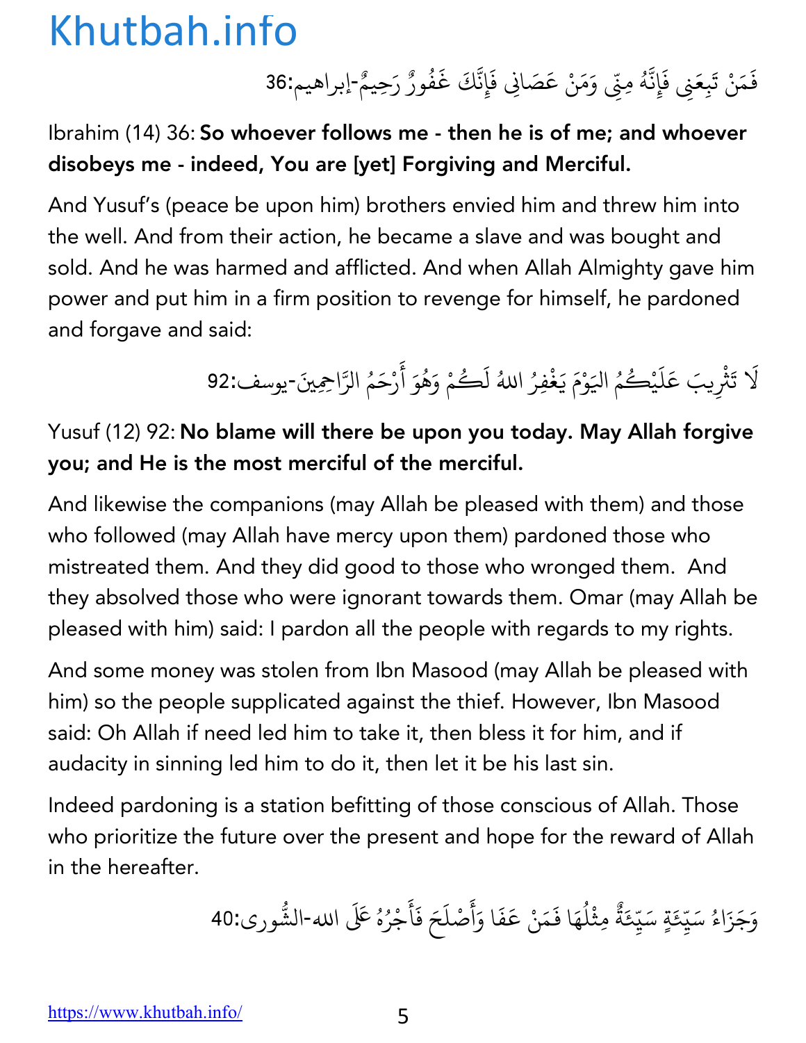فَمَنْ تَبِعَنِي فَإِنَّهُ مِنِّي وَمَنْ عَصَانِي فَإِنَّكَ غَفُورٌ رَحِيمٌ-إبراهيم:36

Ibrahim (14) 36: **So whoever follows me - then he is of me; and whoever disobeys me - indeed, You are [yet] Forgiving and Merciful.**

And Yusuf's (peace be upon him) brothers envied him and threw him into the well. And from their action, he became a slave and was bought and sold. And he was harmed and afflicted. And when Allah Almighty gave him power and put him in a firm position to revenge for himself, he pardoned and forgave and said:

لَا تَثْرِيبَ عَلَيْكُمُ اليَوْمَ يَغْفِرُ اللهُ لَكُمْ وَهُوَ أَرْحَمُ الرَّاحِمِينَ-يوسف:92

Yusuf (12) 92: **No blame will there be upon you today. May Allah forgive you; and He is the most merciful of the merciful.**

And likewise the companions (may Allah be pleased with them) and those who followed (may Allah have mercy upon them) pardoned those who mistreated them. And they did good to those who wronged them. And they absolved those who were ignorant towards them. Omar (may Allah be pleased with him) said: I pardon all the people with regards to my rights.

And some money was stolen from Ibn Masood (may Allah be pleased with him) so the people supplicated against the thief. However, Ibn Masood said: Oh Allah if need led him to take it, then bless it for him, and if audacity in sinning led him to do it, then let it be his last sin.

Indeed pardoning is a station befitting of those conscious of Allah. Those who prioritize the future over the present and hope for the reward of Allah in the hereafter.

وَجَزَاءُ سَيِّئَةٍ سَيِّئَةٌ مِثْلُهَا فَمَنْ عَفَا وَأَصْلَحَ فَأَجْرُهُ عَلَى اللهِ-الشُّورى:40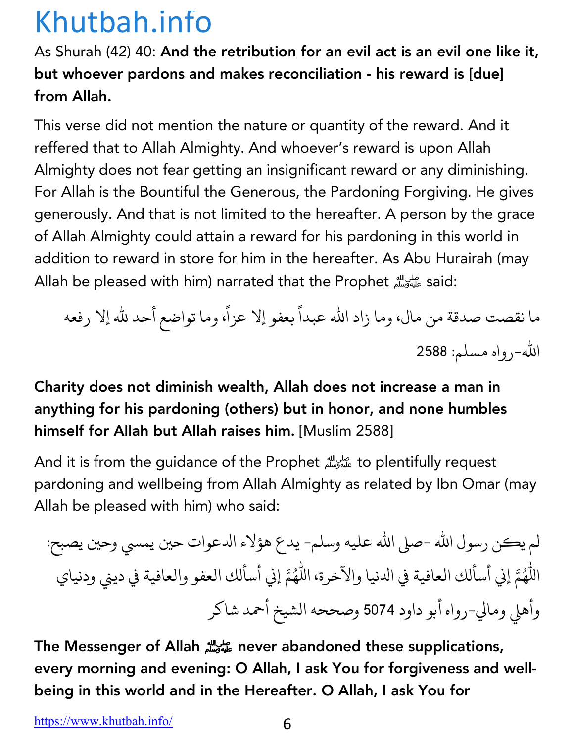As Shurah (42) 40: **And the retribution for an evil act is an evil one like it, but whoever pardons and makes reconciliation - his reward is [due] from Allah.**

This verse did not mention the nature or quantity of the reward. And it reffered that to Allah Almighty. And whoever's reward is upon Allah Almighty does not fear getting an insignificant reward or any diminishing. For Allah is the Bountiful the Generous, the Pardoning Forgiving. He gives generously. And that is not limited to the hereafter. A person by the grace of Allah Almighty could attain a reward for his pardoning in this world in addition to reward in store for him in the hereafter. As Abu Hurairah (may Allah be pleased with him) narrated that the Prophet ﷺ said:

ما نقصت صدقة من مال، وما زاد الله عبداً بعفو إلا عزاً، وما تواضع أحد لله إلا رفعه الله-رواه مسلم: 2588

**Charity does not diminish wealth, Allah does not increase a man in anything for his pardoning (others) but in honor, and none humbles himself for Allah but Allah raises him.** [Muslim 2588]

And it is from the guidance of the Prophet ﷺ to plentifully request pardoning and wellbeing from Allah Almighty as related by Ibn Omar (may Allah be pleased with him) who said:

لم يكن رسول الله -صلى الله عليه وسلم- يدع هؤلاء الدعوات حين يمسي وحين يصبح: اللَّهُمَّ إني أسألك العافية في الدنيا والآخرة، اللَّهُمَّ إني أسألك العفو والعافية في ديني ودنياي وأهلي ومالي-رواه أبو داود 5074 وصححه الشيخ أحمد شاكر

**The Messenger of Allah ﷺ never abandoned these supplications, every morning and evening: O Allah, I ask You for forgiveness and well-being in this world and in the Hereafter. O Allah, I ask You for**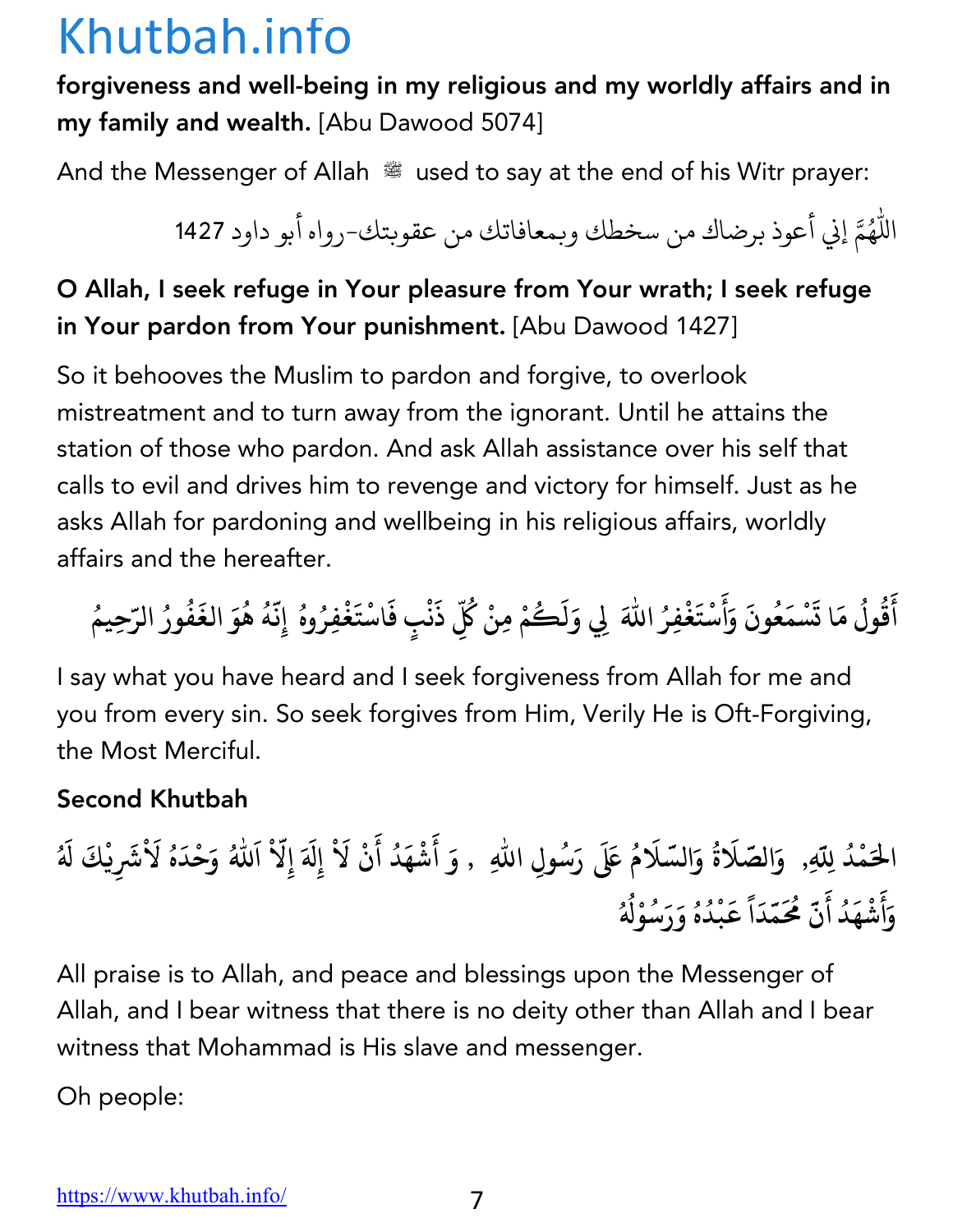**forgiveness and well-being in my religious and my worldly affairs and in my family and wealth.** [Abu Dawood 5074]

And the Messenger of Allah ﷺ used to say at the end of his Witr prayer:

اللّٰهُمَّ إني أعوذ برضاك من سخطك وبمعافاتك من عقوبتك-رواه أبو داود 1427

**O Allah, I seek refuge in Your pleasure from Your wrath; I seek refuge in Your pardon from Your punishment.** [Abu Dawood 1427]

So it behooves the Muslim to pardon and forgive, to overlook mistreatment and to turn away from the ignorant. Until he attains the station of those who pardon. And ask Allah assistance over his self that calls to evil and drives him to revenge and victory for himself. Just as he asks Allah for pardoning and wellbeing in his religious affairs, worldly affairs and the hereafter.

أَقُولُ مَا تَسْمَعُونَ وَأَسْتَغْفِرُ اللّٰهَ لِي وَلَكُمْ مِنْ كُلِّ ذَنْبٍ فَاسْتَغْفِرُوهُ إِنَّهُ هُوَ الغَفُورُ الرَّحِيمُ

I say what you have heard and I seek forgiveness from Allah for me and you from every sin. So seek forgives from Him, Verily He is Oft-Forgiving, the Most Merciful.

### Second Khutbah

الحَمْدُ لِلّٰهِ, وَالصَّلَاةُ وَالسَّلَامُ عَلَى رَسُولِ اللّٰهِ , وَ أَشْهَدُ أَنْ لَاْ إِلَهَ إِلَّاْ اَللّٰهُ وَحْدَهُ لَاْشَرِيْكَ لَهُ وَأَشْهَدُ أَنَّ مُحَمَّدَاً عَبْدُهُ وَرَسُوْلُهُ

All praise is to Allah, and peace and blessings upon the Messenger of Allah, and I bear witness that there is no deity other than Allah and I bear witness that Mohammad is His slave and messenger.

Oh people: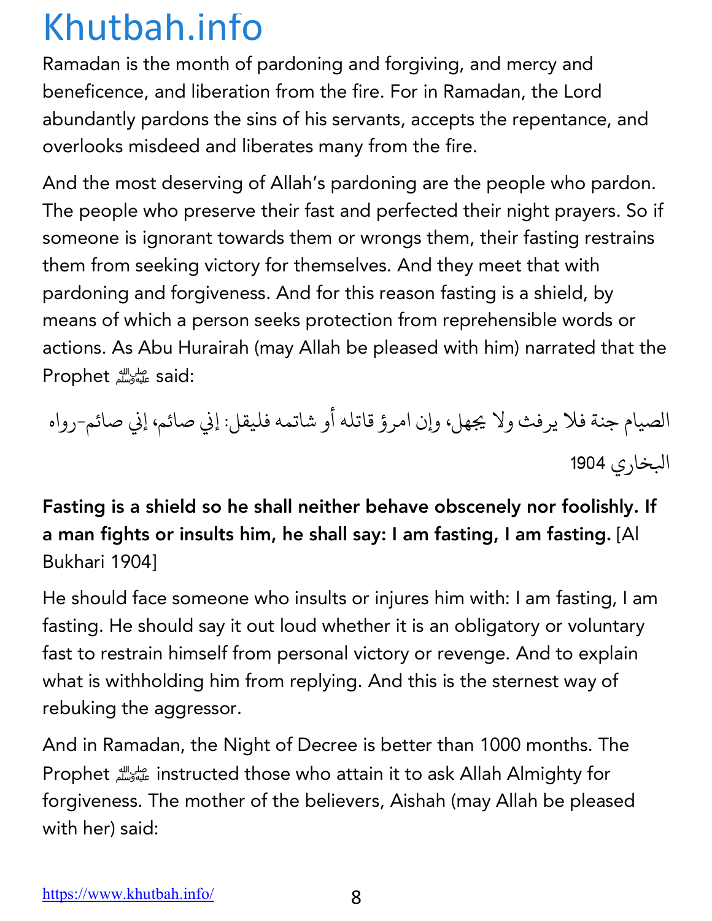Ramadan is the month of pardoning and forgiving, and mercy and beneficence, and liberation from the fire. For in Ramadan, the Lord abundantly pardons the sins of his servants, accepts the repentance, and overlooks misdeed and liberates many from the fire.

And the most deserving of Allah's pardoning are the people who pardon. The people who preserve their fast and perfected their night prayers. So if someone is ignorant towards them or wrongs them, their fasting restrains them from seeking victory for themselves. And they meet that with pardoning and forgiveness. And for this reason fasting is a shield, by means of which a person seeks protection from reprehensible words or actions. As Abu Hurairah (may Allah be pleased with him) narrated that the Prophet ﷺ said:

الصيام جنة فلا يرفث ولا يجهل، وإن امرؤ قاتله أو شاتمه فليقل: إني صائم، إني صائم-رواه البخاري 1904

**Fasting is a shield so he shall neither behave obscenely nor foolishly. If a man fights or insults him, he shall say: I am fasting, I am fasting.** [Al Bukhari 1904]

He should face someone who insults or injures him with: I am fasting, I am fasting. He should say it out loud whether it is an obligatory or voluntary fast to restrain himself from personal victory or revenge. And to explain what is withholding him from replying. And this is the sternest way of rebuking the aggressor.

And in Ramadan, the Night of Decree is better than 1000 months. The Prophet ﷺ instructed those who attain it to ask Allah Almighty for forgiveness. The mother of the believers, Aishah (may Allah be pleased with her) said: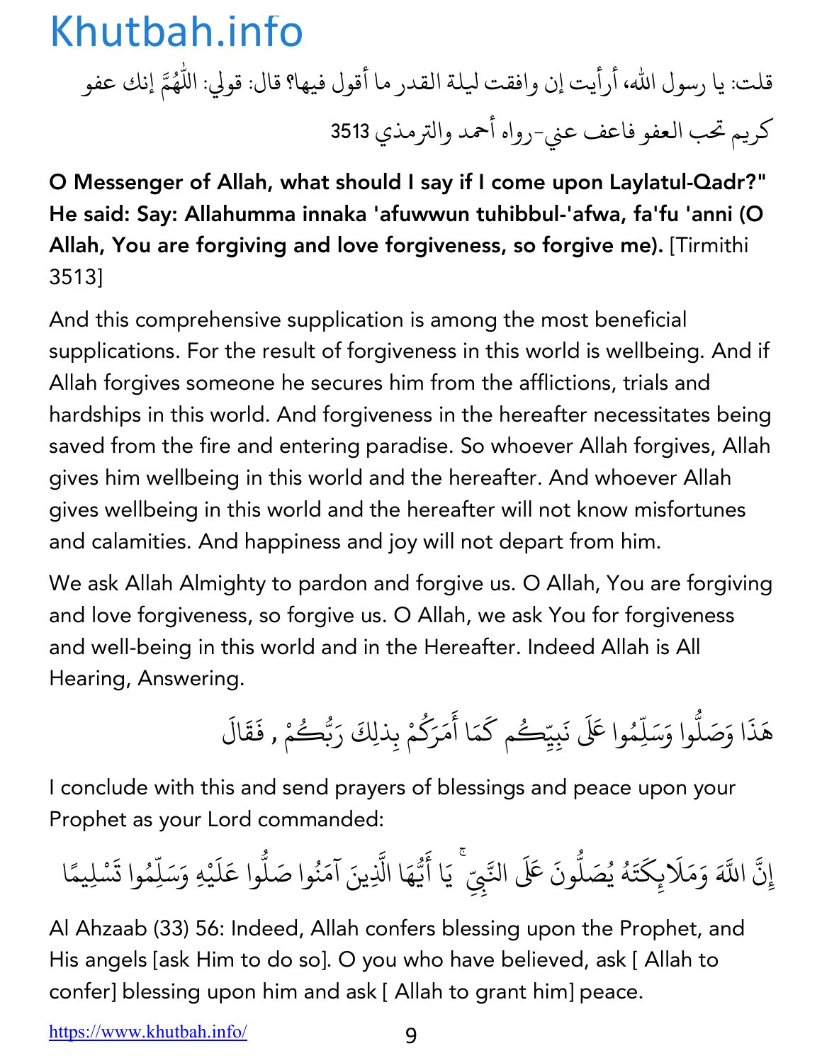قلت: يا رسول الله، أرأيت إن وافقت ليلة القدر ما أقول فيها؟ قال: قولي: اللّٰهُمَّ إنك عفو كريم تحب العفو فاعف عني-رواه أحمد والترمذي 3513

**O Messenger of Allah, what should I say if I come upon Laylatul-Qadr?" He said: Say: Allahumma innaka 'afuwwun tuhibbul-'afwa, fa'fu 'anni (O Allah, You are forgiving and love forgiveness, so forgive me).** [Tirmithi 3513]

And this comprehensive supplication is among the most beneficial supplications. For the result of forgiveness in this world is wellbeing. And if Allah forgives someone he secures him from the afflictions, trials and hardships in this world. And forgiveness in the hereafter necessitates being saved from the fire and entering paradise. So whoever Allah forgives, Allah gives him wellbeing in this world and the hereafter. And whoever Allah gives wellbeing in this world and the hereafter will not know misfortunes and calamities. And happiness and joy will not depart from him.

We ask Allah Almighty to pardon and forgive us. O Allah, You are forgiving and love forgiveness, so forgive us. O Allah, we ask You for forgiveness and well-being in this world and in the Hereafter. Indeed Allah is All Hearing, Answering.

هَذَا وَصَلُّوا وَسَلِّمُوا عَلَى نَبِيِّكُم كَمَا أَمَرَكُمْ بِذلِكَ رَبُّكُمْ , فَقَالَ

I conclude with this and send prayers of blessings and peace upon your Prophet as your Lord commanded:

إِنَّ اللَّهَ وَمَلَائِكَتَهُ يُصَلُّونَ عَلَى النَّبِيِّ ۚ يَا أَيُّهَا الَّذِينَ آمَنُوا صَلُّوا عَلَيْهِ وَسَلِّمُوا تَسْلِيمًا

Al Ahzaab (33) 56: Indeed, Allah confers blessing upon the Prophet, and His angels [ask Him to do so]. O you who have believed, ask [ Allah to confer] blessing upon him and ask [ Allah to grant him] peace.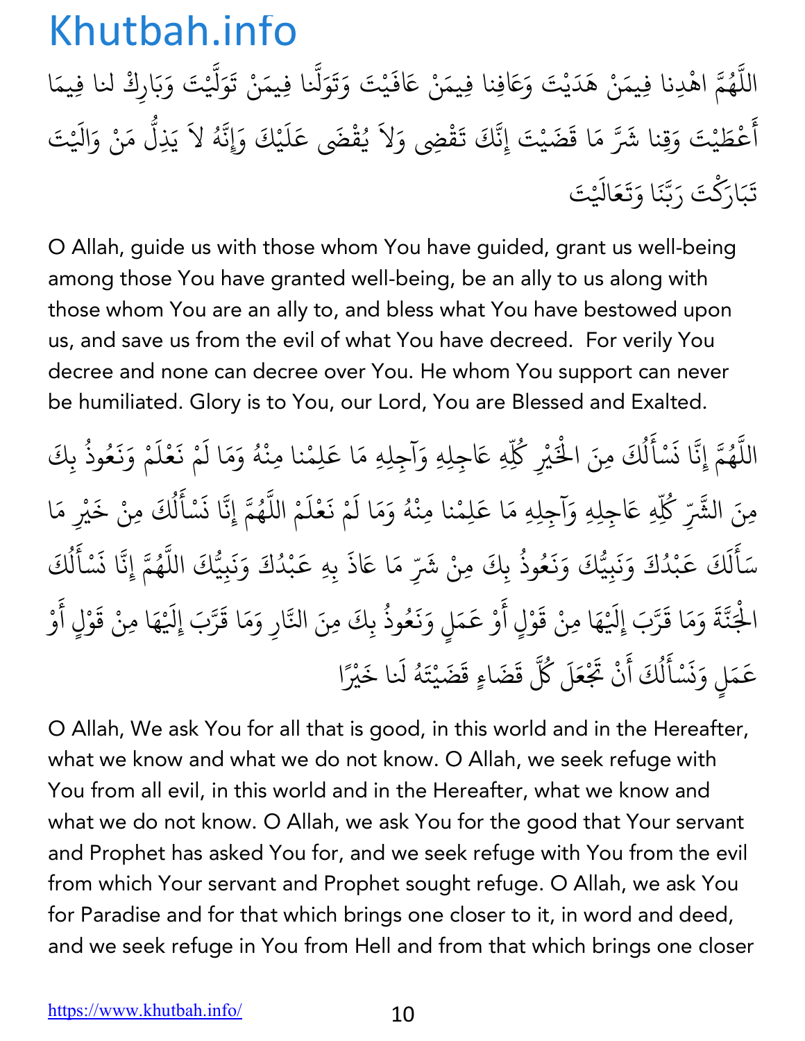اللَّهُمَّ اهْدِنا فِيمَنْ هَدَيْتَ وَعَافِنا فِيمَنْ عَافَيْتَ وَتَوَلَّنا فِيمَنْ تَوَلَّيْتَ وَبَارِكْ لنا فِيمَا أَعْطَيْتَ وَقِنا شَرَّ مَا قَضَيْتَ إِنَّكَ تَقْضِي وَلاَ يُقْضَى عَلَيْكَ وَإِنَّهُ لاَ يَذِلُّ مَنْ وَالَيْتَ تَبَارَكْتَ رَبَّنَا وَتَعَالَيْتَ

O Allah, guide us with those whom You have guided, grant us well-being among those You have granted well-being, be an ally to us along with those whom You are an ally to, and bless what You have bestowed upon us, and save us from the evil of what You have decreed. For verily You decree and none can decree over You. He whom You support can never be humiliated. Glory is to You, our Lord, You are Blessed and Exalted.

اللَّهُمَّ إِنَّا نَسْأَلُكَ مِنَ الْخَيْرِ كُلِّهِ عَاجِلِهِ وَآجِلِهِ مَا عَلِمْنا مِنْهُ وَمَا لَمْ نَعْلَمْ وَنَعُوذُ بِكَ مِنَ الشَّرِّ كُلِّهِ عَاجِلِهِ وَآجِلِهِ مَا عَلِمْنا مِنْهُ وَمَا لَمْ نَعْلَمْ اللَّهُمَّ إِنَّا نَسْأَلُكَ مِنْ خَيْرِ مَا سَأَلَكَ عَبْدُكَ وَنَبِيُّكَ وَنَعُوذُ بِكَ مِنْ شَرِّ مَا عَاذَ بِهِ عَبْدُكَ وَنَبِيُّكَ اللَّهُمَّ إِنَّا نَسْأَلُكَ الْجَنَّةَ وَمَا قَرَّبَ إِلَيْهَا مِنْ قَوْلٍ أَوْ عَمَلٍ وَنَعُوذُ بِكَ مِنَ النَّارِ وَمَا قَرَّبَ إِلَيْهَا مِنْ قَوْلٍ أَوْ عَمَلٍ وَنَسْأَلُكَ أَنْ تَجْعَلَ كُلَّ قَضَاءٍ قَضَيْتَهُ لَنا خَيْرًا

O Allah, We ask You for all that is good, in this world and in the Hereafter, what we know and what we do not know. O Allah, we seek refuge with You from all evil, in this world and in the Hereafter, what we know and what we do not know. O Allah, we ask You for the good that Your servant and Prophet has asked You for, and we seek refuge with You from the evil from which Your servant and Prophet sought refuge. O Allah, we ask You for Paradise and for that which brings one closer to it, in word and deed, and we seek refuge in You from Hell and from that which brings one closer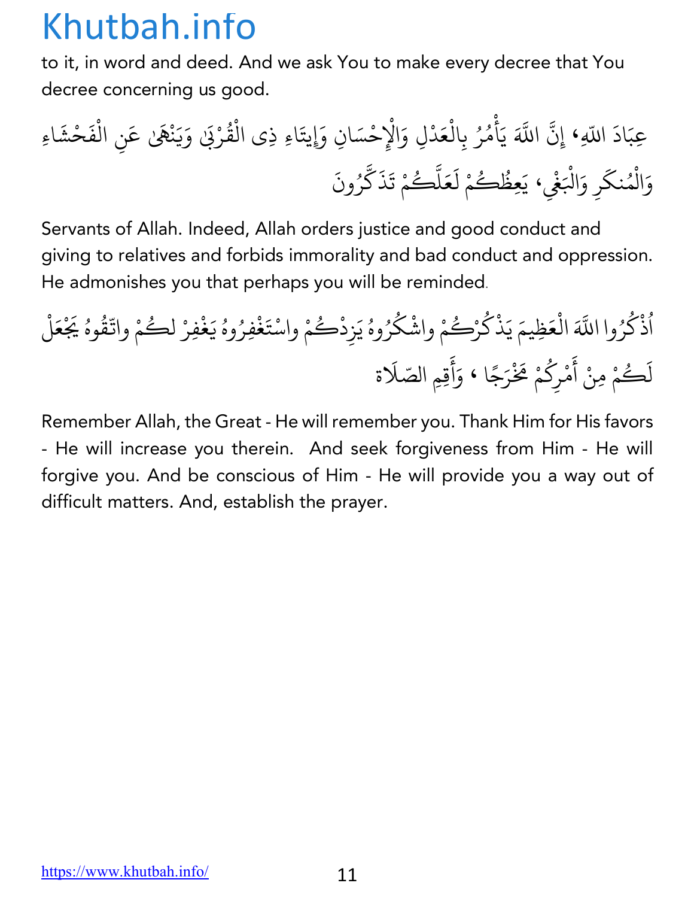to it, in word and deed. And we ask You to make every decree that You decree concerning us good.

عِبَادَ اللهِ، إِنَّ اللَّهَ يَأْمُرُ بِالْعَدْلِ وَالْإِحْسَانِ وَإِيتَاءِ ذِى الْقُرْبَىٰ وَيَنْهَىٰ عَنِ الْفَحْشَاءِ وَالْمُنكَرِ وَالْبَغْيِ، يَعِظُكُمْ لَعَلَّكُمْ تَذَكَّرُونَ

Servants of Allah. Indeed, Allah orders justice and good conduct and giving to relatives and forbids immorality and bad conduct and oppression. He admonishes you that perhaps you will be reminded.

أُذْكُرُوا اللَّهَ الْعَظِيمَ يَذْكُرْكُمْ واشْكُرُوهُ يَزِدْكُمْ واسْتَغْفِرُوهُ يَغْفِرْ لكُمْ واتّقُوهُ يَجْعَلْ لَكُمْ مِنْ أَمْرِكُمْ مَخْرَجًا ، وَأَقِمِ الصّلَاة

Remember Allah, the Great - He will remember you. Thank Him for His favors - He will increase you therein. And seek forgiveness from Him - He will forgive you. And be conscious of Him - He will provide you a way out of difficult matters. And, establish the prayer.